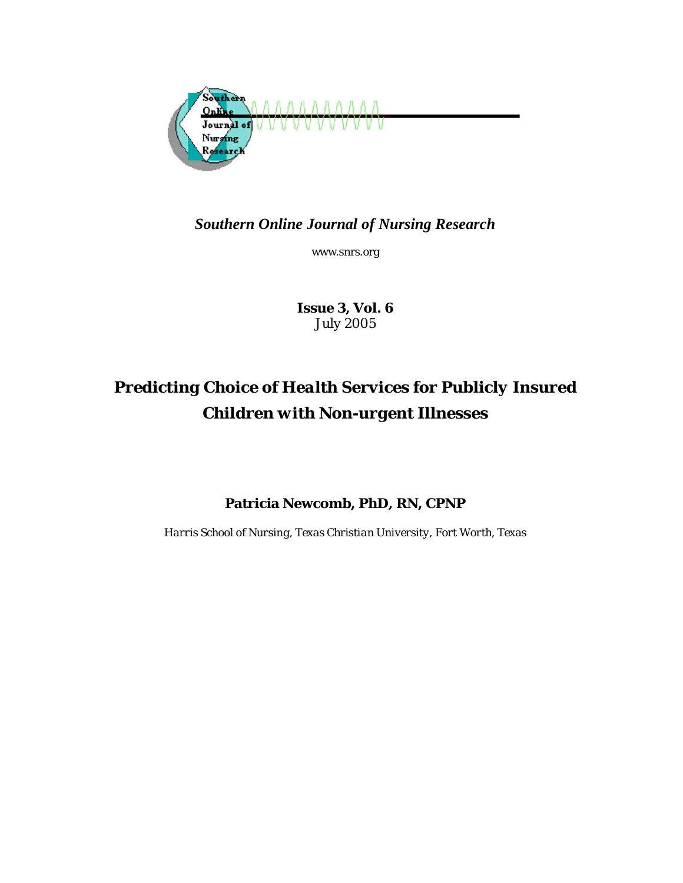*Southern Online Journal of Nursing Research*

www.snrs.org

**Issue 3, Vol. 6**
July 2005

# Predicting Choice of Health Services for Publicly Insured Children with Non-urgent Illnesses

**Patricia Newcomb, PhD, RN, CPNP**

*Harris School of Nursing, Texas Christian University, Fort Worth, Texas*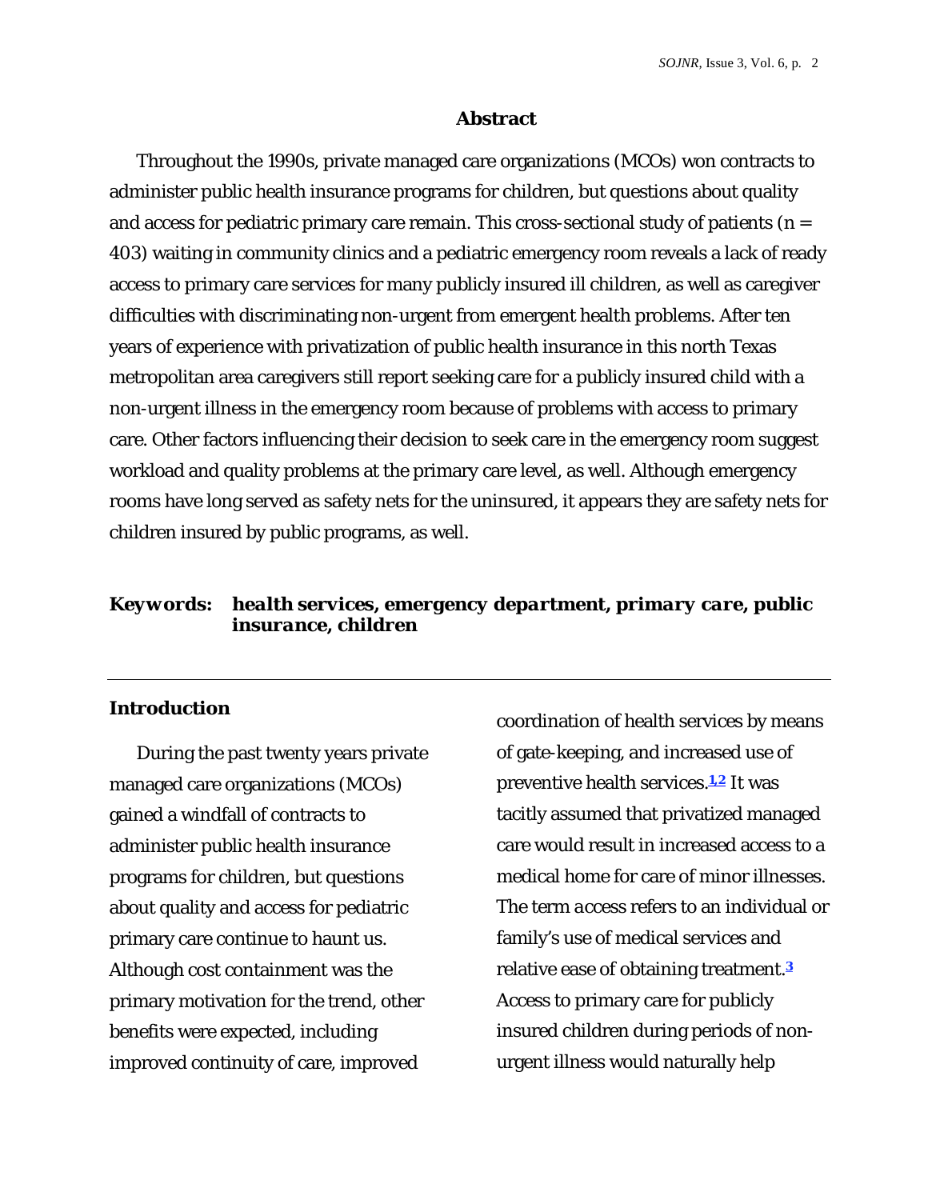## Abstract

Throughout the 1990s, private managed care organizations (MCOs) won contracts to administer public health insurance programs for children, but questions about quality and access for pediatric primary care remain. This cross-sectional study of patients (n = 403) waiting in community clinics and a pediatric emergency room reveals a lack of ready access to primary care services for many publicly insured ill children, as well as caregiver difficulties with discriminating non-urgent from emergent health problems. After ten years of experience with privatization of public health insurance in this north Texas metropolitan area caregivers still report seeking care for a publicly insured child with a non-urgent illness in the emergency room because of problems with access to primary care. Other factors influencing their decision to seek care in the emergency room suggest workload and quality problems at the primary care level, as well. Although emergency rooms have long served as safety nets for the uninsured, it appears they are safety nets for children insured by public programs, as well.

***Keywords:*** ***health services, emergency department, primary care, public insurance, children***

---

## Introduction

During the past twenty years private managed care organizations (MCOs) gained a windfall of contracts to administer public health insurance programs for children, but questions about quality and access for pediatric primary care continue to haunt us. Although cost containment was the primary motivation for the trend, other benefits were expected, including improved continuity of care, improved coordination of health services by means of gate-keeping, and increased use of preventive health services.[1,2] It was tacitly assumed that privatized managed care would result in increased access to a medical home for care of minor illnesses. The term *access* refers to an individual or family's use of medical services and relative ease of obtaining treatment.[3] Access to primary care for publicly insured children during periods of non-urgent illness would naturally help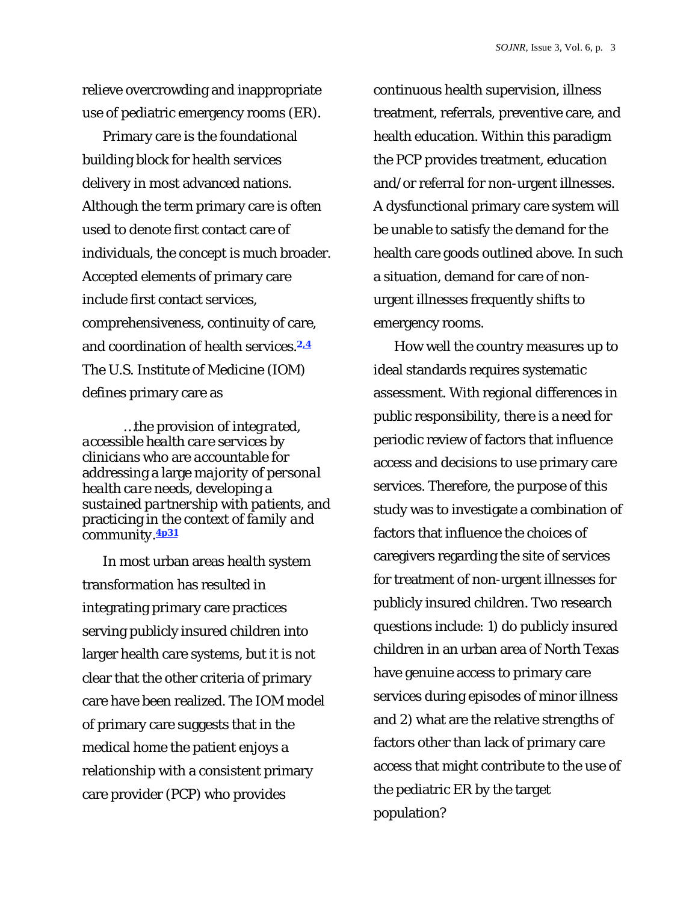relieve overcrowding and inappropriate use of pediatric emergency rooms (ER).

Primary care is the foundational building block for health services delivery in most advanced nations. Although the term primary care is often used to denote first contact care of individuals, the concept is much broader. Accepted elements of primary care include first contact services, comprehensiveness, continuity of care, and coordination of health services.[2,4] The U.S. Institute of Medicine (IOM) defines primary care as

> …the provision of *integrated, accessible health care services* by clinicians who are *accountable* for addressing a large *majority of personal health care* needs, developing a *sustained partnership* with *patients,* and practicing in the *context of family and community.*[4p31]

In most urban areas health system transformation has resulted in integrating primary care practices serving publicly insured children into larger health care systems, but it is not clear that the other criteria of primary care have been realized. The IOM model of primary care suggests that in the medical home the patient enjoys a relationship with a consistent primary care provider (PCP) who provides continuous health supervision, illness treatment, referrals, preventive care, and health education. Within this paradigm the PCP provides treatment, education and/or referral for non-urgent illnesses. A dysfunctional primary care system will be unable to satisfy the demand for the health care goods outlined above. In such a situation, demand for care of non-urgent illnesses frequently shifts to emergency rooms.

How well the country measures up to ideal standards requires systematic assessment. With regional differences in public responsibility, there is a need for periodic review of factors that influence access and decisions to use primary care services. Therefore, the purpose of this study was to investigate a combination of factors that influence the choices of caregivers regarding the site of services for treatment of non-urgent illnesses for publicly insured children. Two research questions include: 1) do publicly insured children in an urban area of North Texas have genuine access to primary care services during episodes of minor illness and 2) what are the relative strengths of factors other than lack of primary care access that might contribute to the use of the pediatric ER by the target population?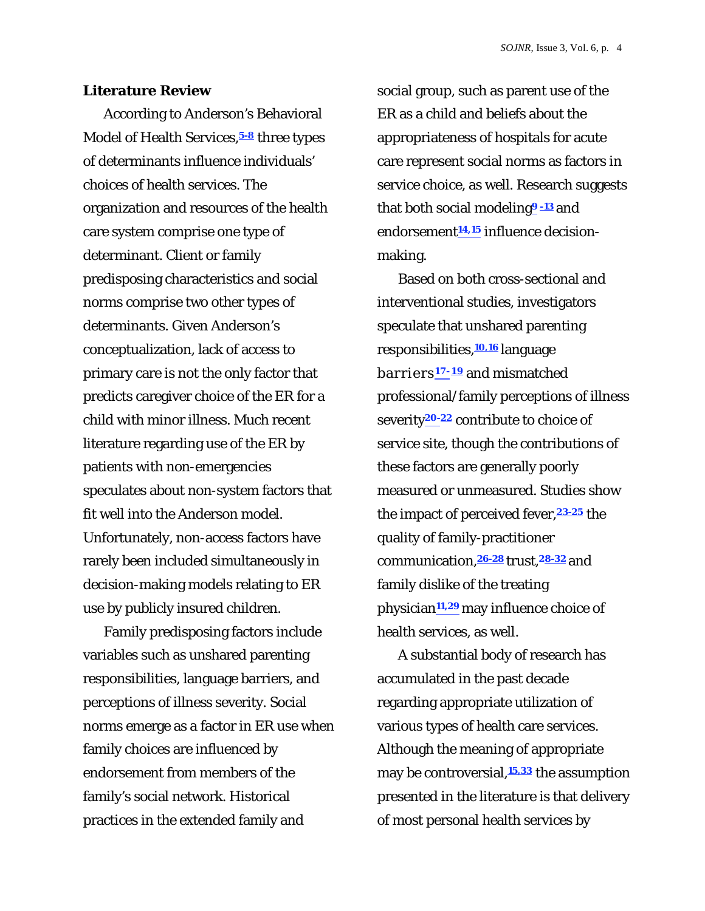## Literature Review

According to Anderson's Behavioral Model of Health Services,[5-8] three types of determinants influence individuals' choices of health services. The organization and resources of the health care system comprise one type of determinant. Client or family predisposing characteristics and social norms comprise two other types of determinants. Given Anderson's conceptualization, lack of access to primary care is not the only factor that predicts caregiver choice of the ER for a child with minor illness. Much recent literature regarding use of the ER by patients with non-emergencies speculates about non-system factors that fit well into the Anderson model. Unfortunately, non-access factors have rarely been included simultaneously in decision-making models relating to ER use by publicly insured children.

Family predisposing factors include variables such as unshared parenting responsibilities, language barriers, and perceptions of illness severity. Social norms emerge as a factor in ER use when family choices are influenced by endorsement from members of the family's social network. Historical practices in the extended family and social group, such as parent use of the ER as a child and beliefs about the appropriateness of hospitals for acute care represent social norms as factors in service choice, as well. Research suggests that both social modeling[9-13] and endorsement[14,15] influence decision-making.

Based on both cross-sectional and interventional studies, investigators speculate that unshared parenting responsibilities,[10,16] language barriers[17-19] and mismatched professional/family perceptions of illness severity[20-22] contribute to choice of service site, though the contributions of these factors are generally poorly measured or unmeasured. Studies show the impact of perceived fever,[23-25] the quality of family-practitioner communication,[26-28] trust,[28-32] and family dislike of the treating physician[11,29] may influence choice of health services, as well.

A substantial body of research has accumulated in the past decade regarding appropriate utilization of various types of health care services. Although the meaning of appropriate may be controversial,[15,33] the assumption presented in the literature is that delivery of most personal health services by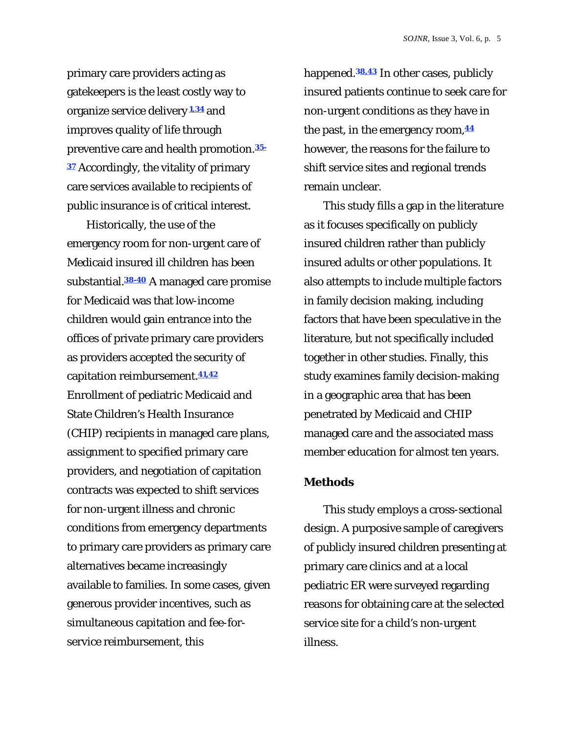primary care providers acting as gatekeepers is the least costly way to organize service delivery [1,34] and improves quality of life through preventive care and health promotion.[35-37] Accordingly, the vitality of primary care services available to recipients of public insurance is of critical interest.

Historically, the use of the emergency room for non-urgent care of Medicaid insured ill children has been substantial.[38-40] A managed care promise for Medicaid was that low-income children would gain entrance into the offices of private primary care providers as providers accepted the security of capitation reimbursement.[41,42] Enrollment of pediatric Medicaid and State Children's Health Insurance (CHIP) recipients in managed care plans, assignment to specified primary care providers, and negotiation of capitation contracts was expected to shift services for non-urgent illness and chronic conditions from emergency departments to primary care providers as primary care alternatives became increasingly available to families. In some cases, given generous provider incentives, such as simultaneous capitation and fee-for-service reimbursement, this happened.[38,43] In other cases, publicly insured patients continue to seek care for non-urgent conditions as they have in the past, in the emergency room,[44] however, the reasons for the failure to shift service sites and regional trends remain unclear.

This study fills a gap in the literature as it focuses specifically on publicly insured children rather than publicly insured adults or other populations. It also attempts to include multiple factors in family decision making, including factors that have been speculative in the literature, but not specifically included together in other studies. Finally, this study examines family decision-making in a geographic area that has been penetrated by Medicaid and CHIP managed care and the associated mass member education for almost ten years.

## Methods

This study employs a cross-sectional design. A purposive sample of caregivers of publicly insured children presenting at primary care clinics and at a local pediatric ER were surveyed regarding reasons for obtaining care at the selected service site for a child's non-urgent illness.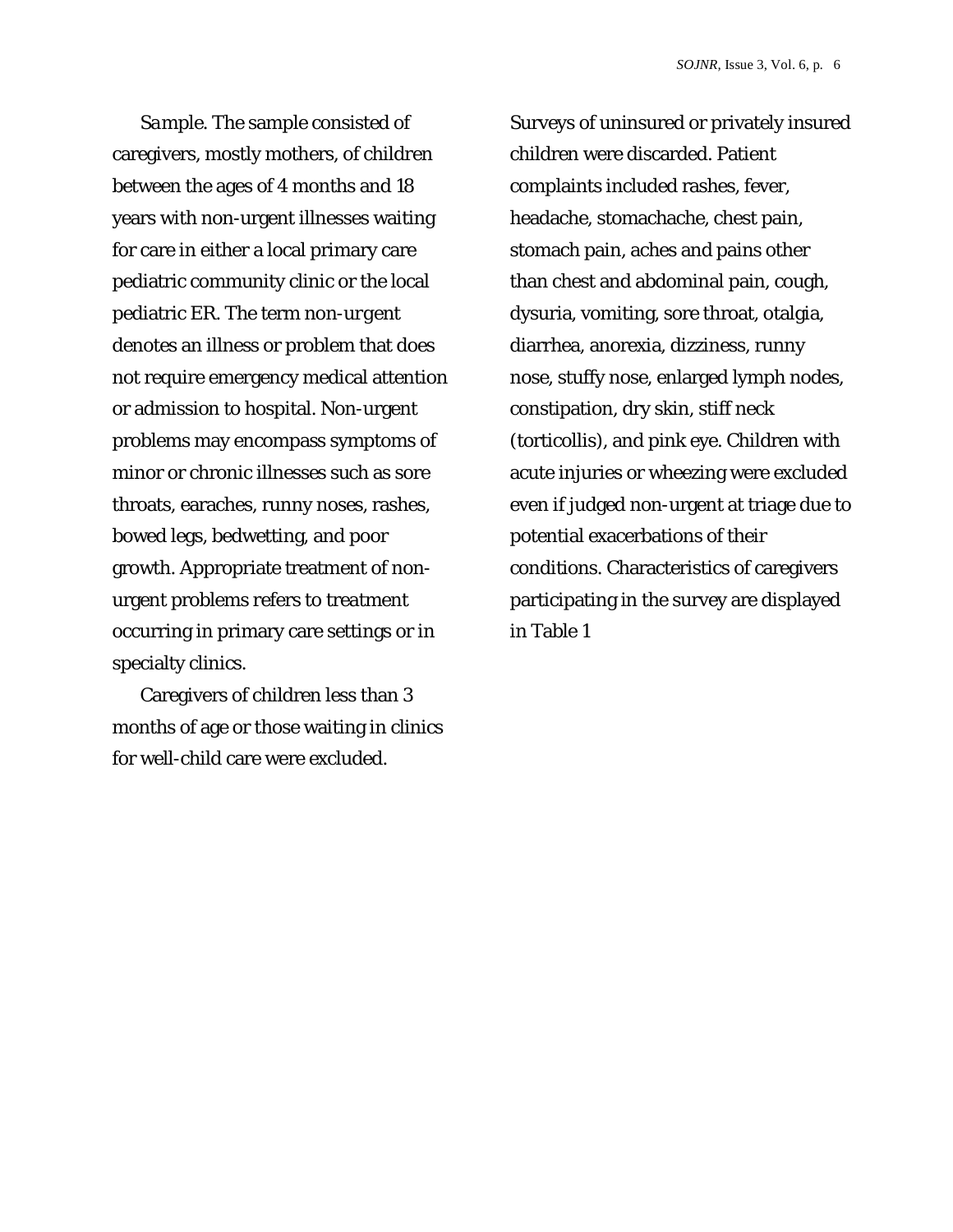*Sample.* The sample consisted of caregivers, mostly mothers, of children between the ages of 4 months and 18 years with non-urgent illnesses waiting for care in either a local primary care pediatric community clinic or the local pediatric ER. The term *non-urgent* denotes an illness or problem that does not require emergency medical attention or admission to hospital. Non-urgent problems may encompass symptoms of minor or chronic illnesses such as sore throats, earaches, runny noses, rashes, bowed legs, bedwetting, and poor growth. Appropriate treatment of non-urgent problems refers to treatment occurring in primary care settings or in specialty clinics.

Caregivers of children less than 3 months of age or those waiting in clinics for well-child care were excluded. Surveys of uninsured or privately insured children were discarded. Patient complaints included rashes, fever, headache, stomachache, chest pain, stomach pain, aches and pains other than chest and abdominal pain, cough, dysuria, vomiting, sore throat, otalgia, diarrhea, anorexia, dizziness, runny nose, stuffy nose, enlarged lymph nodes, constipation, dry skin, stiff neck (torticollis), and pink eye. Children with acute injuries or wheezing were excluded even if judged non-urgent at triage due to potential exacerbations of their conditions. Characteristics of caregivers participating in the survey are displayed in Table 1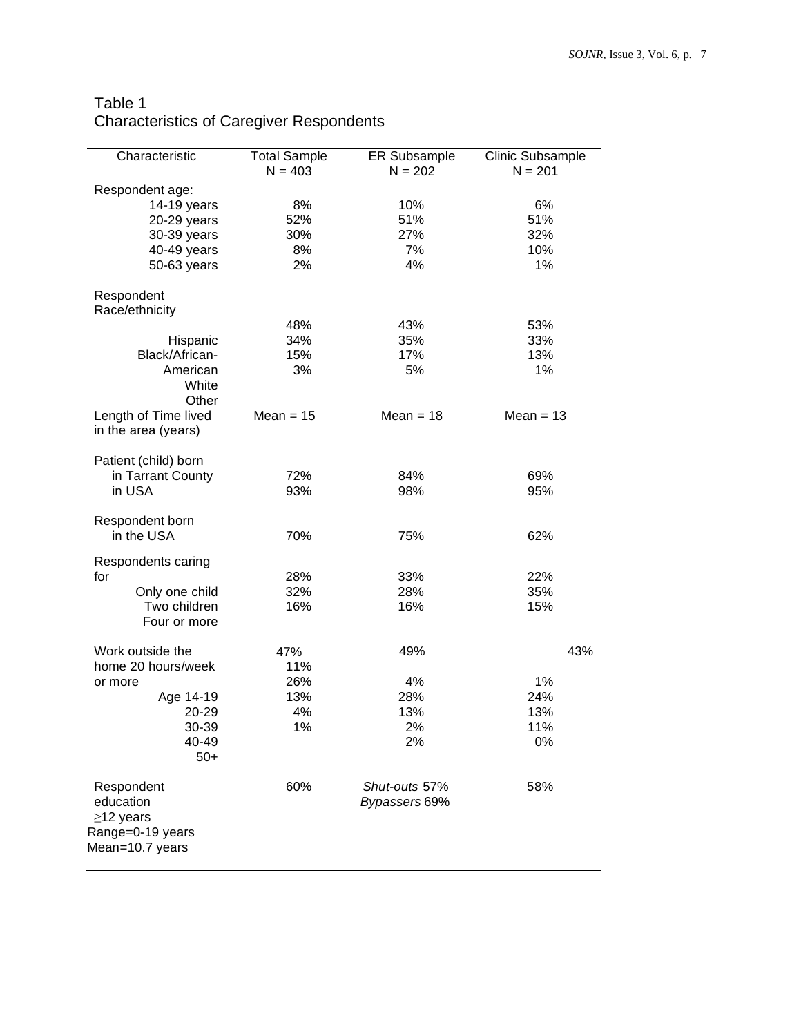Table 1
Characteristics of Caregiver Respondents

| Characteristic | Total Sample N = 403 | ER Subsample N = 202 | Clinic Subsample N = 201 |
|---|---|---|---|
| Respondent age: | | | |
| 14-19 years | 8% | 10% | 6% |
| 20-29 years | 52% | 51% | 51% |
| 30-39 years | 30% | 27% | 32% |
| 40-49 years | 8% | 7% | 10% |
| 50-63 years | 2% | 4% | 1% |
| Respondent Race/ethnicity | | | |
| | 48% | 43% | 53% |
| Hispanic | 34% | 35% | 33% |
| Black/African- | 15% | 17% | 13% |
| American | 3% | 5% | 1% |
| White | | | |
| Other | | | |
| Length of Time lived in the area (years) | Mean = 15 | Mean = 18 | Mean = 13 |
| Patient (child) born | | | |
| in Tarrant County | 72% | 84% | 69% |
| in USA | 93% | 98% | 95% |
| Respondent born in the USA | 70% | 75% | 62% |
| Respondents caring for | 28% | 33% | 22% |
| Only one child | 32% | 28% | 35% |
| Two children | 16% | 16% | 15% |
| Four or more | | | |
| Work outside the | 47% | 49% | 43% |
| home 20 hours/week | 11% | | |
| or more | 26% | 4% | 1% |
| Age 14-19 | 13% | 28% | 24% |
| 20-29 | 4% | 13% | 13% |
| 30-39 | 1% | 2% | 11% |
| 40-49 | | 2% | 0% |
| 50+ | | | |
| Respondent | 60% | *Shut-outs* 57% | 58% |
| education | | *Bypassers* 69% | |
| ≥12 years | | | |
| Range=0-19 years | | | |
| Mean=10.7 years | | | |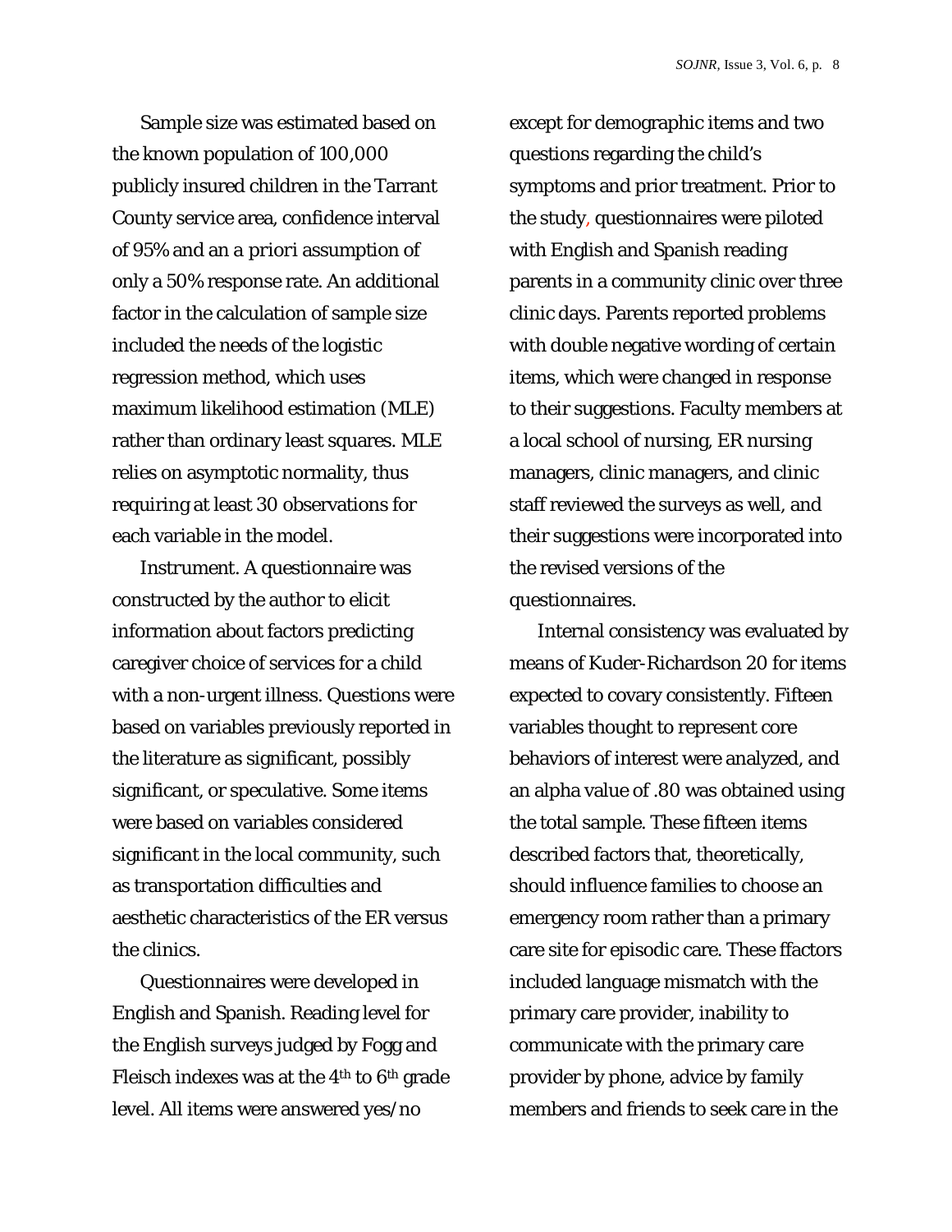Sample size was estimated based on the known population of 100,000 publicly insured children in the Tarrant County service area, confidence interval of 95% and an *a priori* assumption of only a 50% response rate. An additional factor in the calculation of sample size included the needs of the logistic regression method, which uses maximum likelihood estimation (MLE) rather than ordinary least squares. MLE relies on asymptotic normality, thus requiring at least 30 observations for each variable in the model.

*Instrument.* A questionnaire was constructed by the author to elicit information about factors predicting caregiver choice of services for a child with a non-urgent illness. Questions were based on variables previously reported in the literature as significant, possibly significant, or speculative. Some items were based on variables considered significant in the local community, such as transportation difficulties and aesthetic characteristics of the ER versus the clinics.

Questionnaires were developed in English and Spanish. Reading level for the English surveys judged by Fogg and Fleisch indexes was at the 4th to 6th grade level. All items were answered yes/no except for demographic items and two questions regarding the child's symptoms and prior treatment. Prior to the study, questionnaires were piloted with English and Spanish reading parents in a community clinic over three clinic days. Parents reported problems with double negative wording of certain items, which were changed in response to their suggestions. Faculty members at a local school of nursing, ER nursing managers, clinic managers, and clinic staff reviewed the surveys as well, and their suggestions were incorporated into the revised versions of the questionnaires.

Internal consistency was evaluated by means of Kuder-Richardson 20 for items expected to covary consistently. Fifteen variables thought to represent core behaviors of interest were analyzed, and an alpha value of .80 was obtained using the total sample. These fifteen items described factors that, theoretically, should influence families to choose an emergency room rather than a primary care site for episodic care. These ffactors included language mismatch with the primary care provider, inability to communicate with the primary care provider by phone, advice by family members and friends to seek care in the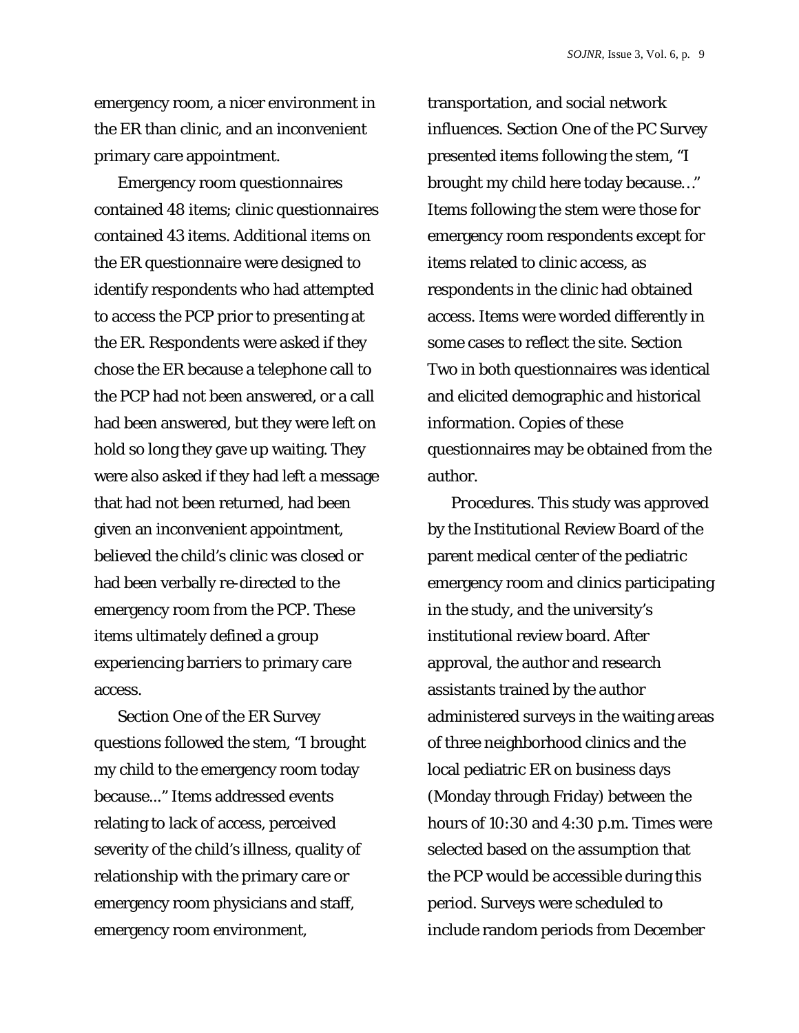emergency room, a nicer environment in the ER than clinic, and an inconvenient primary care appointment.

Emergency room questionnaires contained 48 items; clinic questionnaires contained 43 items. Additional items on the ER questionnaire were designed to identify respondents who had attempted to access the PCP prior to presenting at the ER. Respondents were asked if they chose the ER because a telephone call to the PCP had not been answered, or a call had been answered, but they were left on hold so long they gave up waiting. They were also asked if they had left a message that had not been returned, had been given an inconvenient appointment, believed the child's clinic was closed or had been verbally re-directed to the emergency room from the PCP. These items ultimately defined a group experiencing barriers to primary care access.

Section One of the ER Survey questions followed the stem, "I brought my child to the emergency room today because..." Items addressed events relating to lack of access, perceived severity of the child's illness, quality of relationship with the primary care or emergency room physicians and staff, emergency room environment, transportation, and social network influences. Section One of the PC Survey presented items following the stem, "I brought my child here today because…" Items following the stem were those for emergency room respondents except for items related to clinic access, as respondents in the clinic had obtained access. Items were worded differently in some cases to reflect the site. Section Two in both questionnaires was identical and elicited demographic and historical information. Copies of these questionnaires may be obtained from the author.

*Procedures.* This study was approved by the Institutional Review Board of the parent medical center of the pediatric emergency room and clinics participating in the study, and the university's institutional review board. After approval, the author and research assistants trained by the author administered surveys in the waiting areas of three neighborhood clinics and the local pediatric ER on business days (Monday through Friday) between the hours of 10:30 and 4:30 p.m. Times were selected based on the assumption that the PCP would be accessible during this period. Surveys were scheduled to include random periods from December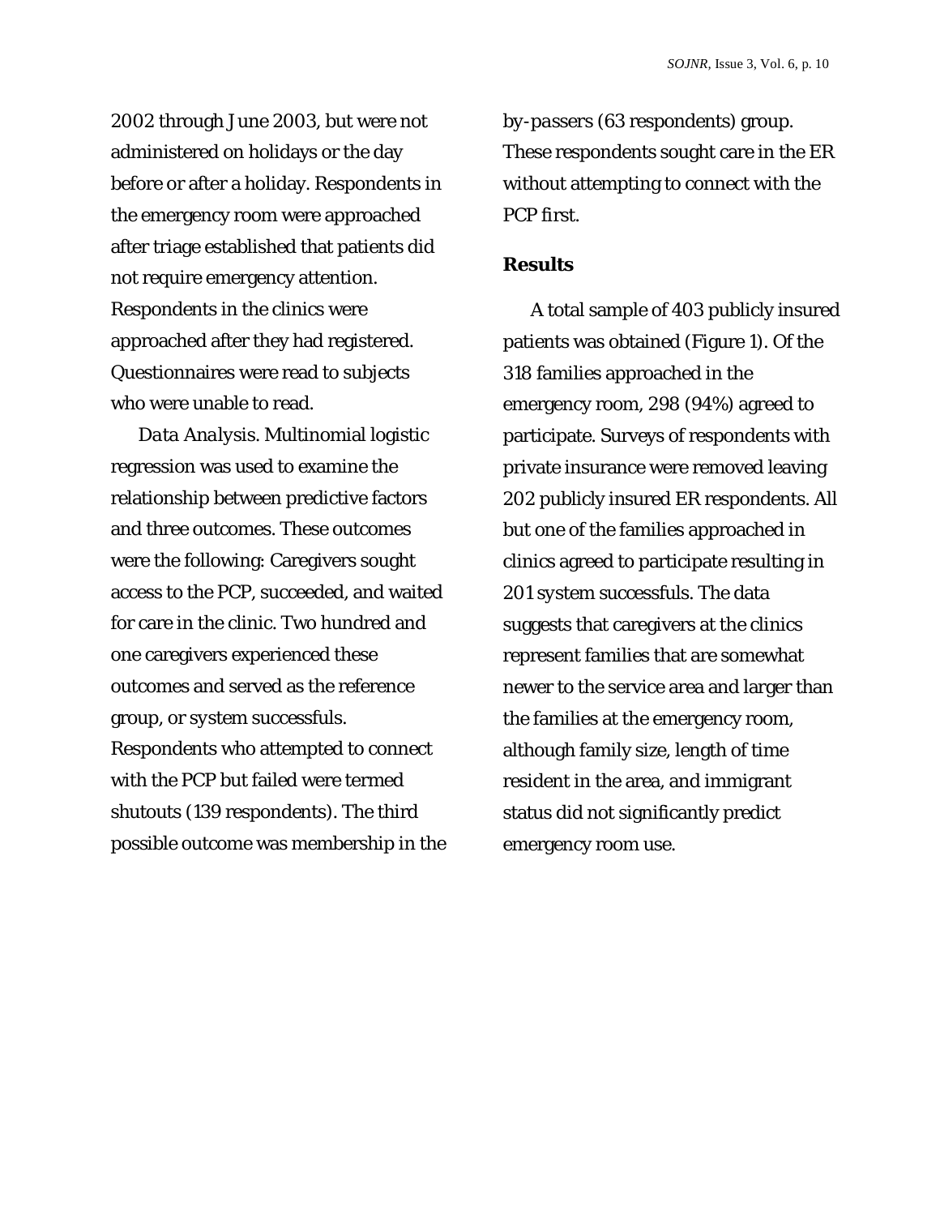2002 through June 2003, but were not administered on holidays or the day before or after a holiday. Respondents in the emergency room were approached after triage established that patients did not require emergency attention. Respondents in the clinics were approached after they had registered. Questionnaires were read to subjects who were unable to read.

*Data Analysis.* Multinomial logistic regression was used to examine the relationship between predictive factors and three outcomes. These outcomes were the following: Caregivers sought access to the PCP, succeeded, and waited for care in the clinic. Two hundred and one caregivers experienced these outcomes and served as the reference group, or *system successfuls.* Respondents who attempted to connect with the PCP but failed were termed *shutouts* (139 respondents). The third possible outcome was membership in the *by-passers* (63 respondents) group. These respondents sought care in the ER without attempting to connect with the PCP first.

## Results

A total sample of 403 publicly insured patients was obtained (Figure 1). Of the 318 families approached in the emergency room, 298 (94%) agreed to participate. Surveys of respondents with private insurance were removed leaving 202 publicly insured ER respondents. All but one of the families approached in clinics agreed to participate resulting in 201 system successfuls. The data suggests that caregivers at the clinics represent families that are somewhat newer to the service area and larger than the families at the emergency room, although family size, length of time resident in the area, and immigrant status did not significantly predict emergency room use.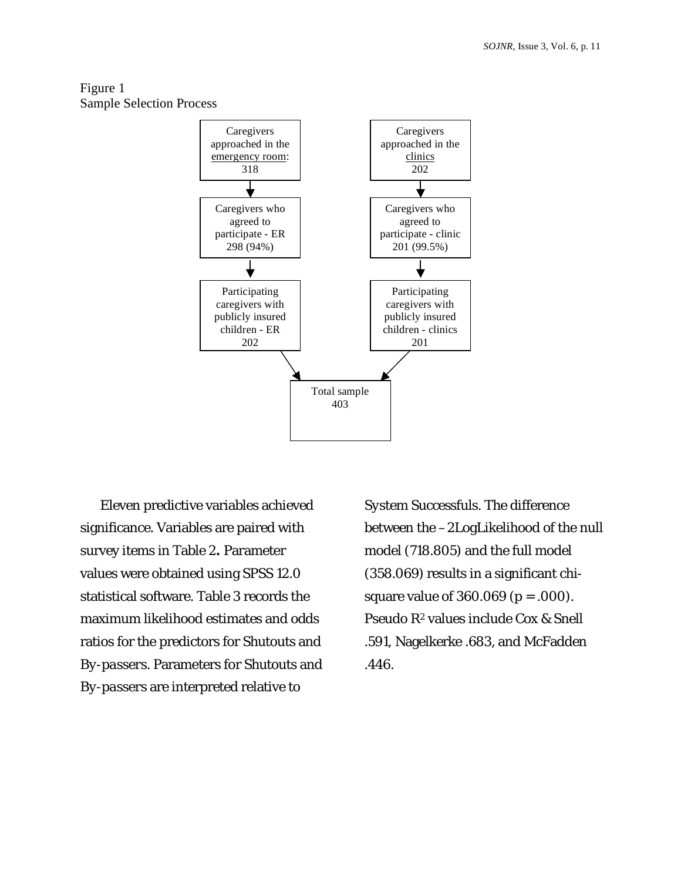Figure 1
Sample Selection Process

Caregivers approached in the emergency room: 318

Caregivers who agreed to participate - ER 298 (94%)

Participating caregivers with publicly insured children - ER 202

Caregivers approached in the clinics 202

Caregivers who agreed to participate - clinic 201 (99.5%)

Participating caregivers with publicly insured children - clinics 201

Total sample 403

Eleven predictive variables achieved significance. Variables are paired with survey items in Table 2**.** Parameter values were obtained using SPSS 12.0 statistical software. Table 3 records the maximum likelihood estimates and odds ratios for the predictors for Shutouts and By-passers. Parameters for Shutouts and By-passers are interpreted relative to System Successfuls. The difference between the –2LogLikelihood of the null model (718.805) and the full model (358.069) results in a significant chi-square value of 360.069 ($p = .000$). Pseudo $R^2$ values include Cox & Snell .591, Nagelkerke .683, and McFadden .446.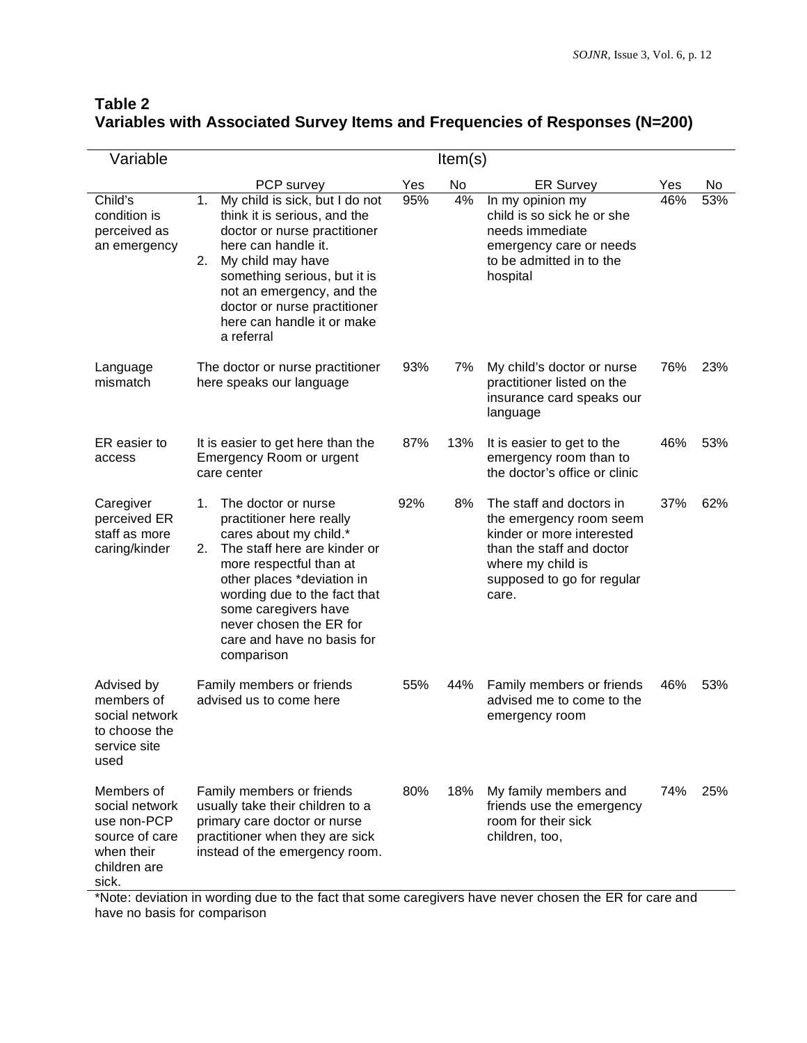**Table 2**
**Variables with Associated Survey Items and Frequencies of Responses (N=200)**

| Variable | Item(s) | | | | | |
|---|---|---|---|---|---|---|
| | PCP survey | Yes | No | ER Survey | Yes | No |
| Child's condition is perceived as an emergency | 1. My child is sick, but I do not think it is serious, and the doctor or nurse practitioner here can handle it. 2. My child may have something serious, but it is not an emergency, and the doctor or nurse practitioner here can handle it or make a referral | 95% | 4% | In my opinion my child is so sick he or she needs immediate emergency care or needs to be admitted in to the hospital | 46% | 53% |
| Language mismatch | The doctor or nurse practitioner here speaks our language | 93% | 7% | My child's doctor or nurse practitioner listed on the insurance card speaks our language | 76% | 23% |
| ER easier to access | It is easier to get here than the Emergency Room or urgent care center | 87% | 13% | It is easier to get to the emergency room than to the doctor's office or clinic | 46% | 53% |
| Caregiver perceived ER staff as more caring/kinder | 1. The doctor or nurse practitioner here really cares about my child.* 2. The staff here are kinder or more respectful than at other places *deviation in wording due to the fact that some caregivers have never chosen the ER for care and have no basis for comparison | 92% | 8% | The staff and doctors in the emergency room seem kinder or more interested than the staff and doctor where my child is supposed to go for regular care. | 37% | 62% |
| Advised by members of social network to choose the service site used | Family members or friends advised us to come here | 55% | 44% | Family members or friends advised me to come to the emergency room | 46% | 53% |
| Members of social network use non-PCP source of care when their children are sick. | Family members or friends usually take their children to a primary care doctor or nurse practitioner when they are sick instead of the emergency room. | 80% | 18% | My family members and friends use the emergency room for their sick children, too, | 74% | 25% |

*Note: deviation in wording due to the fact that some caregivers have never chosen the ER for care and have no basis for comparison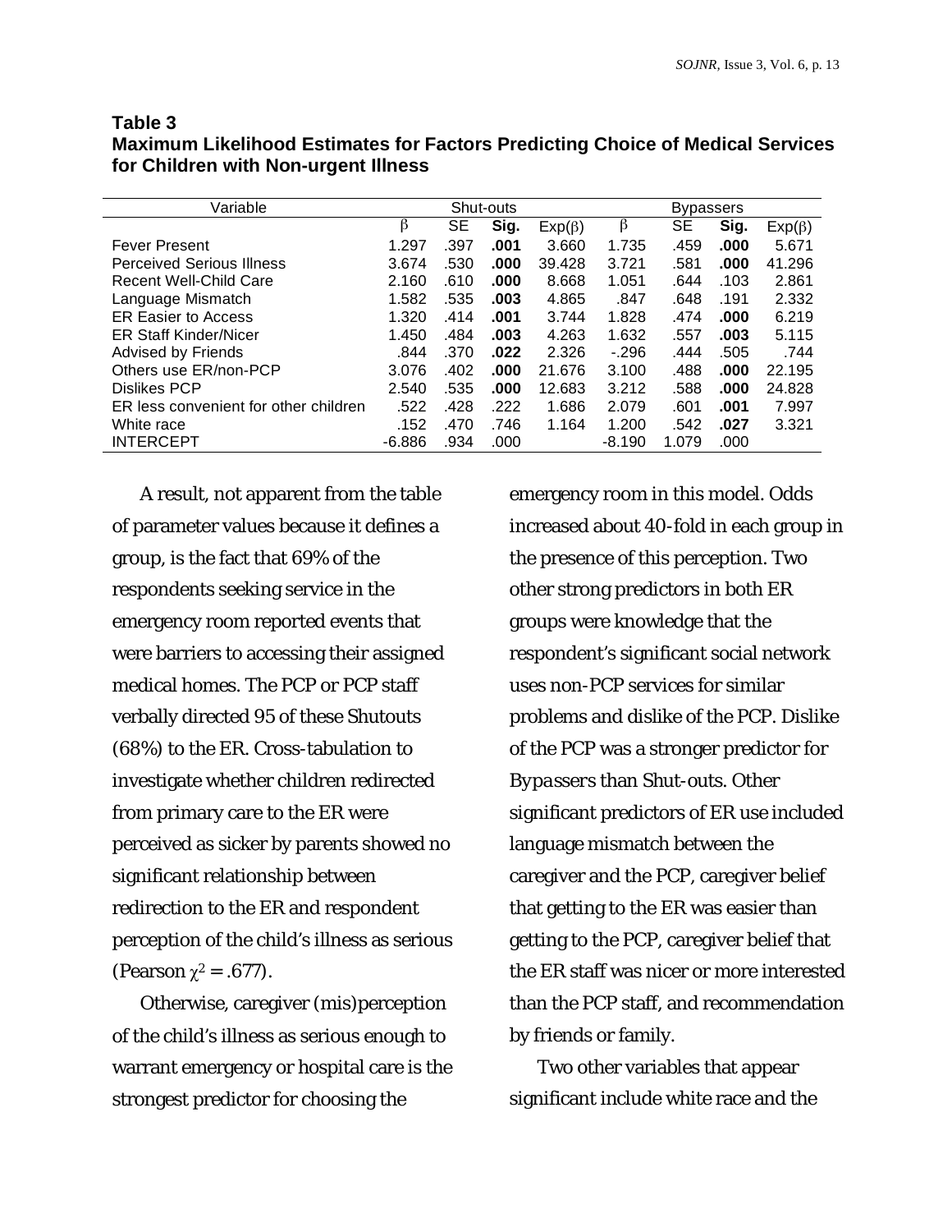**Table 3**
**Maximum Likelihood Estimates for Factors Predicting Choice of Medical Services for Children with Non-urgent Illness**

| Variable | Shut-outs | | | | Bypassers | | | |
|---|---|---|---|---|---|---|---|---|
| | β | SE | Sig. | Exp(β) | β | SE | Sig. | Exp(β) |
| Fever Present | 1.297 | .397 | **.001** | 3.660 | 1.735 | .459 | **.000** | 5.671 |
| Perceived Serious Illness | 3.674 | .530 | **.000** | 39.428 | 3.721 | .581 | **.000** | 41.296 |
| Recent Well-Child Care | 2.160 | .610 | **.000** | 8.668 | 1.051 | .644 | .103 | 2.861 |
| Language Mismatch | 1.582 | .535 | **.003** | 4.865 | .847 | .648 | .191 | 2.332 |
| ER Easier to Access | 1.320 | .414 | **.001** | 3.744 | 1.828 | .474 | **.000** | 6.219 |
| ER Staff Kinder/Nicer | 1.450 | .484 | **.003** | 4.263 | 1.632 | .557 | **.003** | 5.115 |
| Advised by Friends | .844 | .370 | **.022** | 2.326 | -.296 | .444 | .505 | .744 |
| Others use ER/non-PCP | 3.076 | .402 | **.000** | 21.676 | 3.100 | .488 | **.000** | 22.195 |
| Dislikes PCP | 2.540 | .535 | **.000** | 12.683 | 3.212 | .588 | **.000** | 24.828 |
| ER less convenient for other children | .522 | .428 | .222 | 1.686 | 2.079 | .601 | **.001** | 7.997 |
| White race | .152 | .470 | .746 | 1.164 | 1.200 | .542 | **.027** | 3.321 |
| INTERCEPT | -6.886 | .934 | .000 | | -8.190 | 1.079 | .000 | |

A result, not apparent from the table of parameter values because it defines a group, is the fact that 69% of the respondents seeking service in the emergency room reported events that were barriers to accessing their assigned medical homes. The PCP or PCP staff verbally directed 95 of these Shutouts (68%) to the ER. Cross-tabulation to investigate whether children redirected from primary care to the ER were perceived as sicker by parents showed no significant relationship between redirection to the ER and respondent perception of the child's illness as serious (Pearson $\chi^2 = .677$).

Otherwise, caregiver (mis)perception of the child's illness as serious enough to warrant emergency or hospital care is the strongest predictor for choosing the emergency room in this model. Odds increased about 40-fold in each group in the presence of this perception. Two other strong predictors in both ER groups were knowledge that the respondent's significant social network uses non-PCP services for similar problems and dislike of the PCP. Dislike of the PCP was a stronger predictor for *Bypassers* than *Shut-outs*. Other significant predictors of ER use included language mismatch between the caregiver and the PCP, caregiver belief that getting to the ER was easier than getting to the PCP, caregiver belief that the ER staff was nicer or more interested than the PCP staff, and recommendation by friends or family.

Two other variables that appear significant include white race and the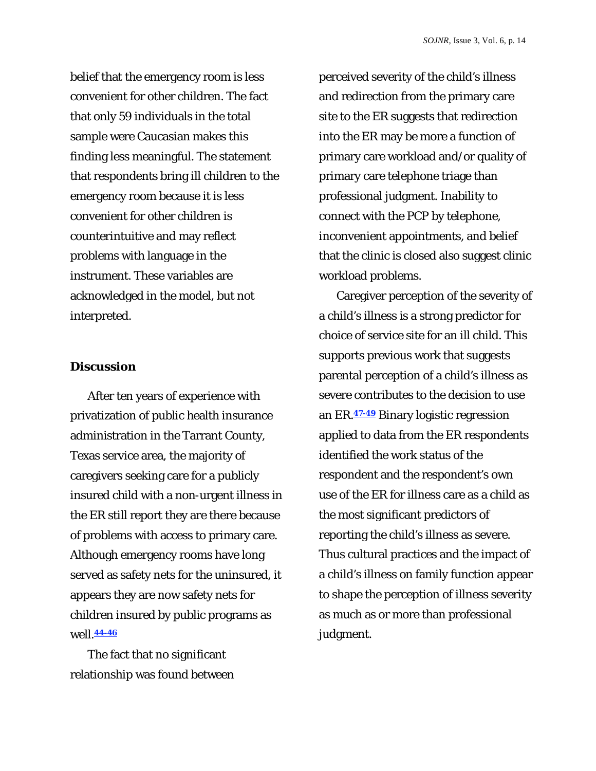belief that the emergency room is less convenient for other children. The fact that only 59 individuals in the total sample were Caucasian makes this finding less meaningful. The statement that respondents bring ill children to the emergency room because it is less convenient for other children is counterintuitive and may reflect problems with language in the instrument. These variables are acknowledged in the model, but not interpreted.

## Discussion

After ten years of experience with privatization of public health insurance administration in the Tarrant County, Texas service area, the majority of caregivers seeking care for a publicly insured child with a non-urgent illness in the ER still report they are there because of problems with access to primary care. Although emergency rooms have long served as safety nets for the uninsured, it appears they are now safety nets for children insured by public programs as well.[44-46]

The fact that no significant relationship was found between perceived severity of the child's illness and redirection from the primary care site to the ER suggests that redirection into the ER may be more a function of primary care workload and/or quality of primary care telephone triage than professional judgment. Inability to connect with the PCP by telephone, inconvenient appointments, and belief that the clinic is closed also suggest clinic workload problems.

Caregiver perception of the severity of a child's illness is a strong predictor for choice of service site for an ill child. This supports previous work that suggests parental perception of a child's illness as severe contributes to the decision to use an ER.[47-49] Binary logistic regression applied to data from the ER respondents identified the work status of the respondent and the respondent's own use of the ER for illness care as a child as the most significant predictors of reporting the child's illness as severe. Thus cultural practices and the impact of a child's illness on family function appear to shape the perception of illness severity as much as or more than professional judgment.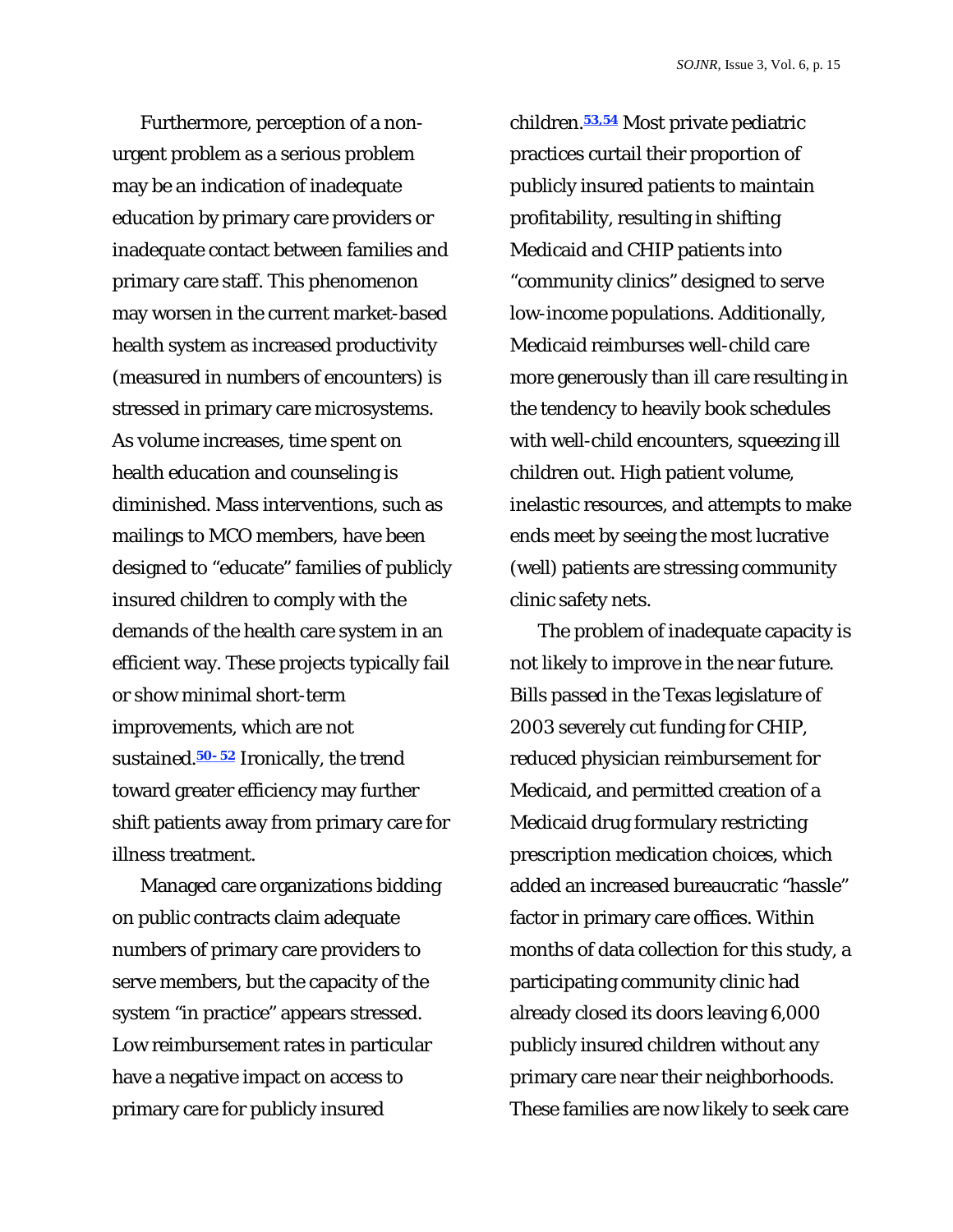Furthermore, perception of a non-urgent problem as a serious problem may be an indication of inadequate education by primary care providers or inadequate contact between families and primary care staff. This phenomenon may worsen in the current market-based health system as increased productivity (measured in numbers of encounters) is stressed in primary care microsystems. As volume increases, time spent on health education and counseling is diminished. Mass interventions, such as mailings to MCO members, have been designed to "educate" families of publicly insured children to comply with the demands of the health care system in an efficient way. These projects typically fail or show minimal short-term improvements, which are not sustained.[50-52] Ironically, the trend toward greater efficiency may further shift patients away from primary care for illness treatment.

Managed care organizations bidding on public contracts claim adequate numbers of primary care providers to serve members, but the capacity of the system "in practice" appears stressed. Low reimbursement rates in particular have a negative impact on access to primary care for publicly insured children.[53,54] Most private pediatric practices curtail their proportion of publicly insured patients to maintain profitability, resulting in shifting Medicaid and CHIP patients into "community clinics" designed to serve low-income populations. Additionally, Medicaid reimburses well-child care more generously than ill care resulting in the tendency to heavily book schedules with well-child encounters, squeezing ill children out. High patient volume, inelastic resources, and attempts to make ends meet by seeing the most lucrative (well) patients are stressing community clinic safety nets.

The problem of inadequate capacity is not likely to improve in the near future. Bills passed in the Texas legislature of 2003 severely cut funding for CHIP, reduced physician reimbursement for Medicaid, and permitted creation of a Medicaid drug formulary restricting prescription medication choices, which added an increased bureaucratic "hassle" factor in primary care offices. Within months of data collection for this study, a participating community clinic had already closed its doors leaving 6,000 publicly insured children without any primary care near their neighborhoods. These families are now likely to seek care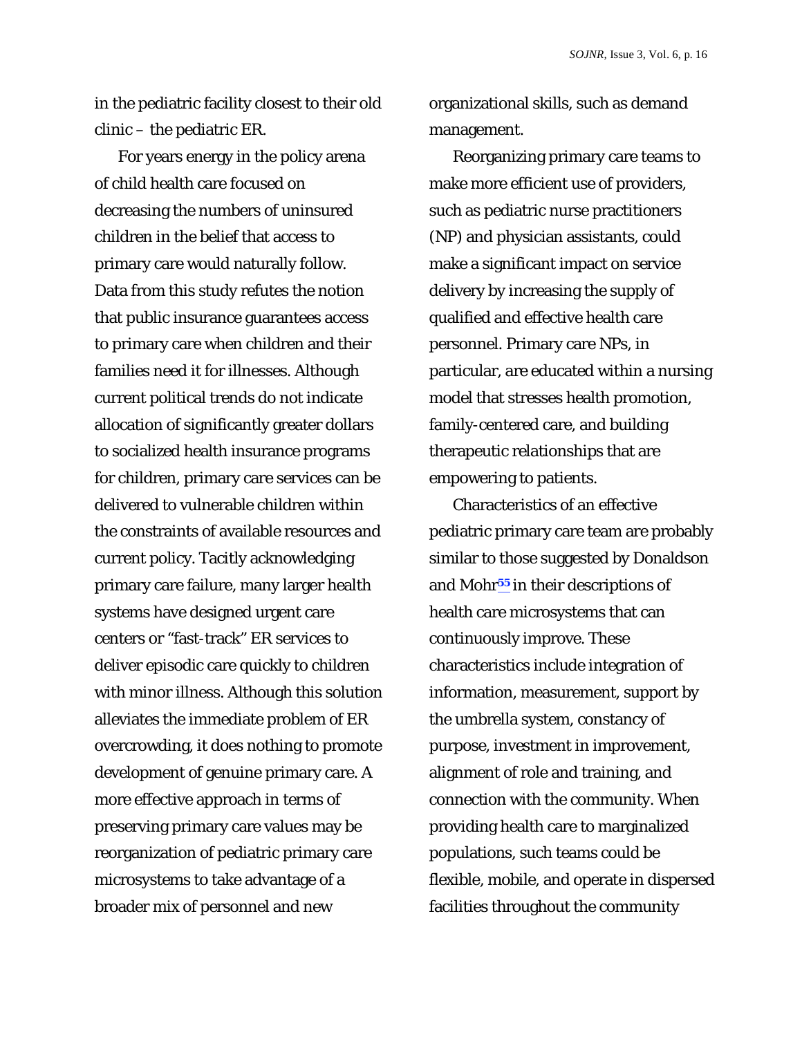in the pediatric facility closest to their old clinic – the pediatric ER.

For years energy in the policy arena of child health care focused on decreasing the numbers of uninsured children in the belief that access to primary care would naturally follow. Data from this study refutes the notion that public insurance guarantees access to primary care when children and their families need it for illnesses. Although current political trends do not indicate allocation of significantly greater dollars to socialized health insurance programs for children, primary care services can be delivered to vulnerable children within the constraints of available resources and current policy. Tacitly acknowledging primary care failure, many larger health systems have designed urgent care centers or "fast-track" ER services to deliver episodic care quickly to children with minor illness. Although this solution alleviates the immediate problem of ER overcrowding, it does nothing to promote development of genuine primary care. A more effective approach in terms of preserving primary care values may be reorganization of pediatric primary care microsystems to take advantage of a broader mix of personnel and new organizational skills, such as demand management.

Reorganizing primary care teams to make more efficient use of providers, such as pediatric nurse practitioners (NP) and physician assistants, could make a significant impact on service delivery by increasing the supply of qualified and effective health care personnel. Primary care NPs, in particular, are educated within a nursing model that stresses health promotion, family-centered care, and building therapeutic relationships that are empowering to patients.

Characteristics of an effective pediatric primary care team are probably similar to those suggested by Donaldson and Mohr[55] in their descriptions of health care microsystems that can continuously improve. These characteristics include integration of information, measurement, support by the umbrella system, constancy of purpose, investment in improvement, alignment of role and training, and connection with the community. When providing health care to marginalized populations, such teams could be flexible, mobile, and operate in dispersed facilities throughout the community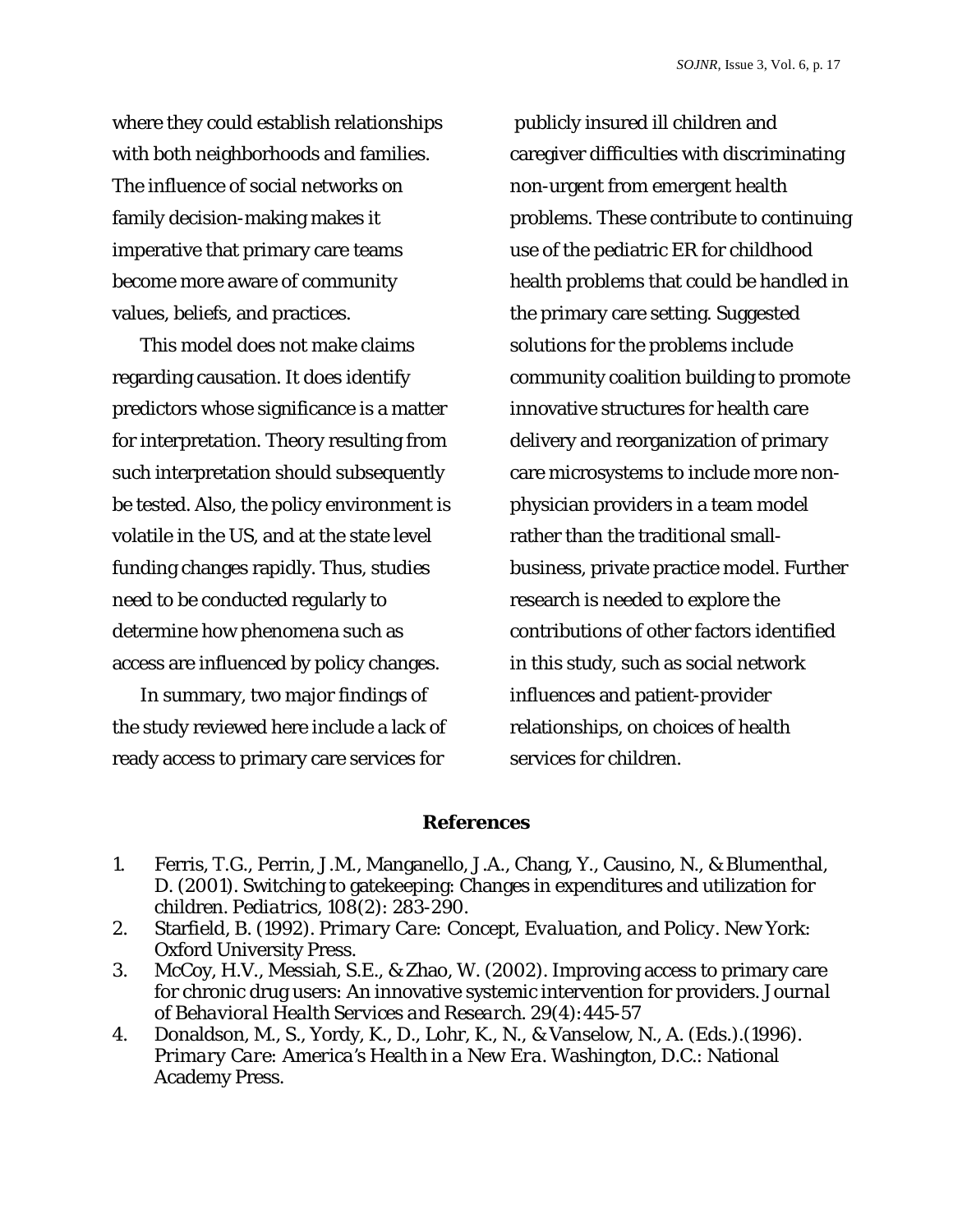where they could establish relationships with both neighborhoods and families. The influence of social networks on family decision-making makes it imperative that primary care teams become more aware of community values, beliefs, and practices.

This model does not make claims regarding causation. It does identify predictors whose significance is a matter for interpretation. Theory resulting from such interpretation should subsequently be tested. Also, the policy environment is volatile in the US, and at the state level funding changes rapidly. Thus, studies need to be conducted regularly to determine how phenomena such as access are influenced by policy changes.

In summary, two major findings of the study reviewed here include a lack of ready access to primary care services for publicly insured ill children and caregiver difficulties with discriminating non-urgent from emergent health problems. These contribute to continuing use of the pediatric ER for childhood health problems that could be handled in the primary care setting. Suggested solutions for the problems include community coalition building to promote innovative structures for health care delivery and reorganization of primary care microsystems to include more non-physician providers in a team model rather than the traditional small-business, private practice model. Further research is needed to explore the contributions of other factors identified in this study, such as social network influences and patient-provider relationships, on choices of health services for children.

## References

1. Ferris, T.G., Perrin, J.M., Manganello, J.A., Chang, Y., Causino, N., & Blumenthal, D. (2001). Switching to gatekeeping: Changes in expenditures and utilization for children. *Pediatrics*, 108(2): 283-290.
2. Starfield, B. (1992). *Primary Care: Concept, Evaluation, and Policy*. New York: Oxford University Press.
3. McCoy, H.V., Messiah, S.E., & Zhao, W. (2002). Improving access to primary care for chronic drug users: An innovative systemic intervention for providers. *Journal of Behavioral Health Services and Research*. 29(4):445-57
4. Donaldson, M., S., Yordy, K., D., Lohr, K., N., & Vanselow, N., A. (Eds.).(1996). *Primary Care: America's Health in a New Era*. Washington, D.C.: National Academy Press.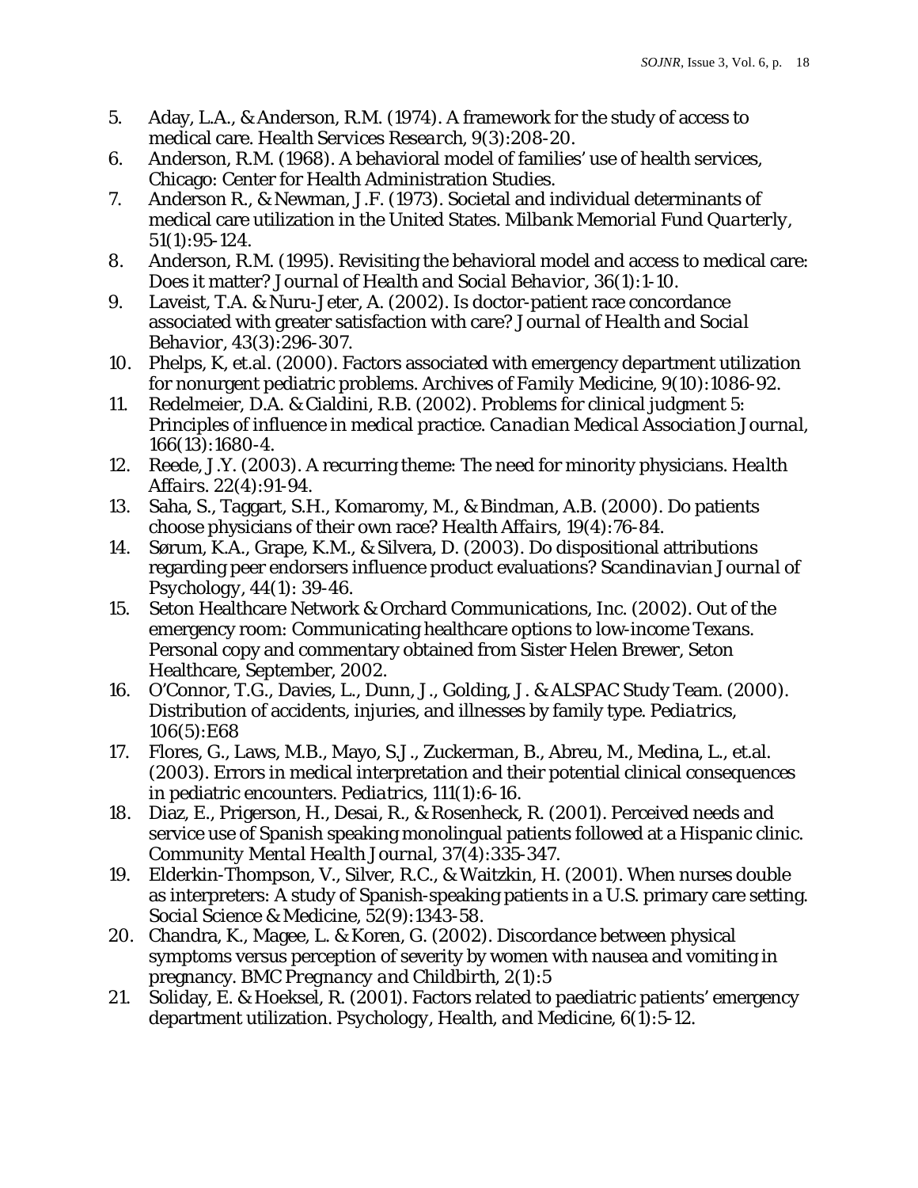5. Aday, L.A., & Anderson, R.M. (1974). A framework for the study of access to medical care. *Health Services Research*, 9(3):208-20.
6. Anderson, R.M. (1968). A behavioral model of families' use of health services, Chicago: Center for Health Administration Studies.
7. Anderson R., & Newman, J.F. (1973). Societal and individual determinants of medical care utilization in the United States. *Milbank Memorial Fund Quarterly*, 51(1):95-124.
8. Anderson, R.M. (1995). Revisiting the behavioral model and access to medical care: Does it matter? *Journal of Health and Social Behavior*, 36(1):1-10.
9. Laveist, T.A. & Nuru-Jeter, A. (2002). Is doctor-patient race concordance associated with greater satisfaction with care? *Journal of Health and Social Behavior*, 43(3):296-307.
10. Phelps, K, et.al. (2000). Factors associated with emergency department utilization for nonurgent pediatric problems. *Archives of Family Medicine*, 9(10):1086-92.
11. Redelmeier, D.A. & Cialdini, R.B. (2002). Problems for clinical judgment 5: Principles of influence in medical practice. *Canadian Medical Association Journal*, 166(13):1680-4.
12. Reede, J.Y. (2003). A recurring theme: The need for minority physicians. *Health Affairs*. 22(4):91-94.
13. Saha, S., Taggart, S.H., Komaromy, M., & Bindman, A.B. (2000). Do patients choose physicians of their own race? *Health Affairs*, 19(4):76-84.
14. Sørum, K.A., Grape, K.M., & Silvera, D. (2003). Do dispositional attributions regarding peer endorsers influence product evaluations? *Scandinavian Journal of Psychology*, 44(1): 39-46.
15. Seton Healthcare Network & Orchard Communications, Inc. (2002). Out of the emergency room: Communicating healthcare options to low-income Texans. Personal copy and commentary obtained from Sister Helen Brewer, Seton Healthcare, September, 2002.
16. O'Connor, T.G., Davies, L., Dunn, J., Golding, J. & ALSPAC Study Team. (2000). Distribution of accidents, injuries, and illnesses by family type. *Pediatrics*, 106(5):E68
17. Flores, G., Laws, M.B., Mayo, S.J., Zuckerman, B., Abreu, M., Medina, L., et.al. (2003). Errors in medical interpretation and their potential clinical consequences in pediatric encounters. *Pediatrics*, 111(1):6-16.
18. Diaz, E., Prigerson, H., Desai, R., & Rosenheck, R. (2001). Perceived needs and service use of Spanish speaking monolingual patients followed at a Hispanic clinic. *Community Mental Health Journal*, 37(4):335-347.
19. Elderkin-Thompson, V., Silver, R.C., & Waitzkin, H. (2001). When nurses double as interpreters: A study of Spanish-speaking patients in a U.S. primary care setting. *Social Science & Medicine*, 52(9):1343-58.
20. Chandra, K., Magee, L. & Koren, G. (2002). Discordance between physical symptoms versus perception of severity by women with nausea and vomiting in pregnancy. *BMC Pregnancy and Childbirth*, 2(1):5
21. Soliday, E. & Hoeksel, R. (2001). Factors related to paediatric patients' emergency department utilization. *Psychology, Health, and Medicine*, 6(1):5-12.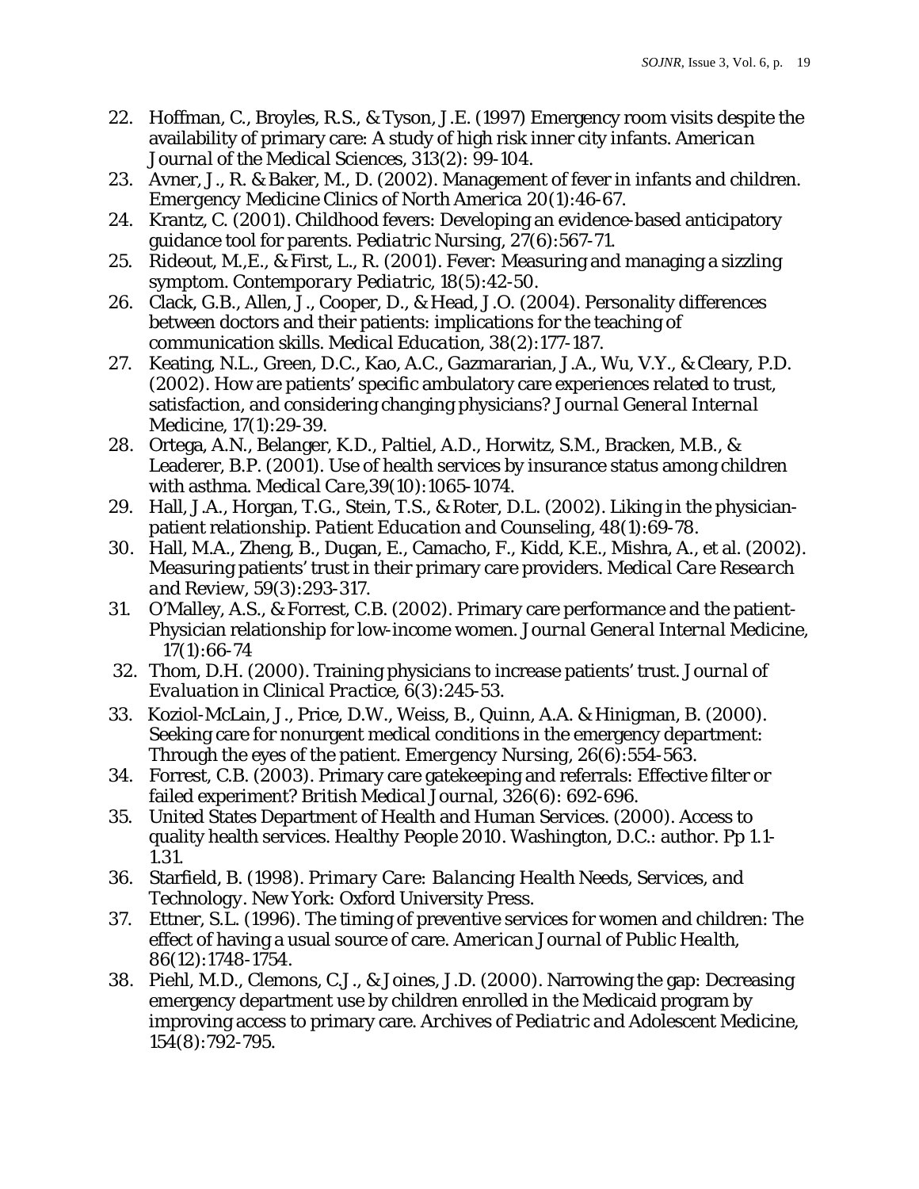22. Hoffman, C., Broyles, R.S., & Tyson, J.E. (1997) Emergency room visits despite the availability of primary care: A study of high risk inner city infants. *American Journal of the Medical Sciences*, 313(2): 99-104.
23. Avner, J., R. & Baker, M., D. (2002). Management of fever in infants and children. *Emergency Medicine Clinics of North America* 20(1):46-67.
24. Krantz, C. (2001). Childhood fevers: Developing an evidence-based anticipatory guidance tool for parents. *Pediatric Nursing*, 27(6):567-71.
25. Rideout, M.,E., & First, L., R. (2001). Fever: Measuring and managing a sizzling symptom. *Contemporary Pediatric*, 18(5):42-50.
26. Clack, G.B., Allen, J., Cooper, D., & Head, J.O. (2004). Personality differences between doctors and their patients: implications for the teaching of communication skills. *Medical Education*, 38(2):177-187.
27. Keating, N.L., Green, D.C., Kao, A.C., Gazmararian, J.A., Wu, V.Y., & Cleary, P.D. (2002). How are patients' specific ambulatory care experiences related to trust, satisfaction, and considering changing physicians? *Journal General Internal Medicine*, 17(1):29-39.
28. Ortega, A.N., Belanger, K.D., Paltiel, A.D., Horwitz, S.M., Bracken, M.B., & Leaderer, B.P. (2001). Use of health services by insurance status among children with asthma. *Medical Care*,39(10):1065-1074.
29. Hall, J.A., Horgan, T.G., Stein, T.S., & Roter, D.L. (2002). Liking in the physician-patient relationship. *Patient Education and Counseling*, 48(1):69-78.
30. Hall, M.A., Zheng, B., Dugan, E., Camacho, F., Kidd, K.E., Mishra, A., et al. (2002). Measuring patients' trust in their primary care providers. *Medical Care Research and Review*, 59(3):293-317.
31. O'Malley, A.S., & Forrest, C.B. (2002). Primary care performance and the patient-Physician relationship for low-income women. *Journal General Internal Medicine*, 17(1):66-74
32. Thom, D.H. (2000). Training physicians to increase patients' trust. *Journal of Evaluation in Clinical Practice*, 6(3):245-53.
33. Koziol-McLain, J., Price, D.W., Weiss, B., Quinn, A.A. & Hinigman, B. (2000). Seeking care for nonurgent medical conditions in the emergency department: Through the eyes of the patient. *Emergency Nursing*, 26(6):554-563.
34. Forrest, C.B. (2003). Primary care gatekeeping and referrals: Effective filter or failed experiment? *British Medical Journal*, 326(6): 692-696.
35. United States Department of Health and Human Services. (2000). Access to quality health services. Healthy People 2010. Washington, D.C.: author. Pp 1.1-1.31.
36. Starfield, B. (1998). *Primary Care: Balancing Health Needs, Services, and Technology*. New York: Oxford University Press.
37. Ettner, S.L. (1996). The timing of preventive services for women and children: The effect of having a usual source of care. *American Journal of Public Health*, 86(12):1748-1754.
38. Piehl, M.D., Clemons, C.J., & Joines, J.D. (2000). Narrowing the gap: Decreasing emergency department use by children enrolled in the Medicaid program by improving access to primary care. *Archives of Pediatric and Adolescent Medicine*, 154(8):792-795.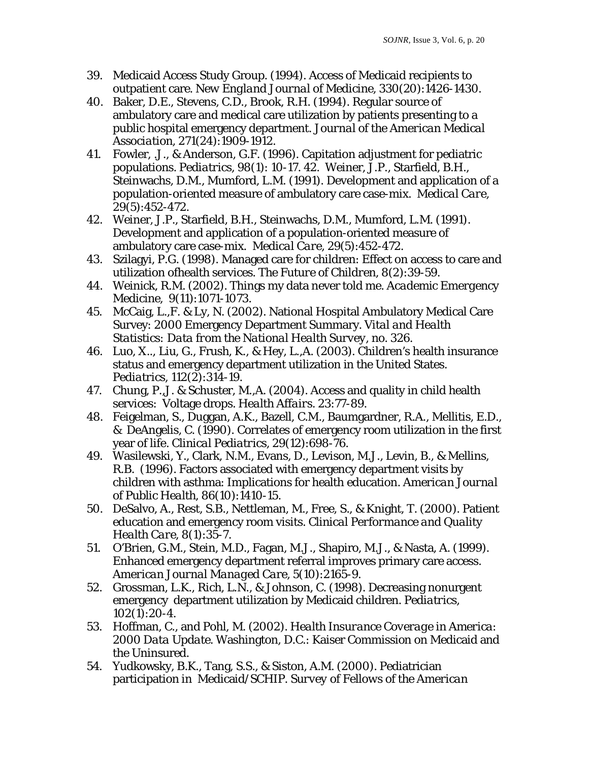39. Medicaid Access Study Group. (1994). Access of Medicaid recipients to outpatient care. *New England Journal of Medicine*, *330*(20):1426-1430.
40. Baker, D.E., Stevens, C.D., Brook, R.H. (1994). Regular source of ambulatory care and medical care utilization by patients presenting to a public hospital emergency department. *Journal of the American Medical Association*, *271*(24):1909-1912.
41. Fowler, .J., & Anderson, G.F. (1996). Capitation adjustment for pediatric populations. *Pediatrics*, *98*(1): 10-17. 42. Weiner, J.P., Starfield, B.H., Steinwachs, D.M., Mumford, L.M. (1991). Development and application of a population-oriented measure of ambulatory care case-mix. *Medical Care*, *29*(5):452-472.
42. Weiner, J.P., Starfield, B.H., Steinwachs, D.M., Mumford, L.M. (1991). Development and application of a population-oriented measure of ambulatory care case-mix. *Medical Care*, *29*(5):452-472.
43. Szilagyi, P.G. (1998). Managed care for children: Effect on access to care and utilization ofhealth services. *The Future of Children*, *8*(2):39-59.
44. Weinick, R.M. (2002). Things my data never told me. *Academic Emergency Medicine*, *9*(11):1071-1073.
45. McCaig, L.,F. & Ly, N. (2002). National Hospital Ambulatory Medical Care Survey: 2000 Emergency Department Summary. *Vital and Health Statistics: Data from the National Health Survey*, no. 326.
46. Luo, X.., Liu, G., Frush, K., & Hey, L.,A. (2003). Children's health insurance status and emergency department utilization in the United States. *Pediatrics*, *112*(2):314-19.
47. Chung, P.,J. & Schuster, M.,A. (2004). Access and quality in child health services: Voltage drops. *Health Affairs*. *23*:77-89.
48. Feigelman, S., Duggan, A.K., Bazell, C.M., Baumgardner, R.A., Mellitis, E.D., & DeAngelis, C. (1990). Correlates of emergency room utilization in the first year of life. *Clinical Pediatrics*, *29*(12):698-76.
49. Wasilewski, Y., Clark, N.M., Evans, D., Levison, M.J., Levin, B., & Mellins, R.B. (1996). Factors associated with emergency department visits by children with asthma: Implications for health education. *American Journal of Public Health*, *86*(10):1410-15.
50. DeSalvo, A., Rest, S.B., Nettleman, M., Free, S., & Knight, T. (2000). Patient education and emergency room visits. *Clinical Performance and Quality Health Care*, *8*(1):35-7.
51. O'Brien, G.M., Stein, M.D., Fagan, M.J., Shapiro, M.J., & Nasta, A. (1999). Enhanced emergency department referral improves primary care access. *American Journal Managed Care*, *5*(10):2165-9.
52. Grossman, L.K., Rich, L.N., & Johnson, C. (1998). Decreasing nonurgent emergency department utilization by Medicaid children. *Pediatrics*, *102*(1):20-4.
53. Hoffman, C., and Pohl, M. (2002). *Health Insurance Coverage in America: 2000 Data Update*. Washington, D.C.: Kaiser Commission on Medicaid and the Uninsured.
54. Yudkowsky, B.K., Tang, S.S., & Siston, A.M. (2000). Pediatrician participation in Medicaid/SCHIP. Survey of Fellows of the *American*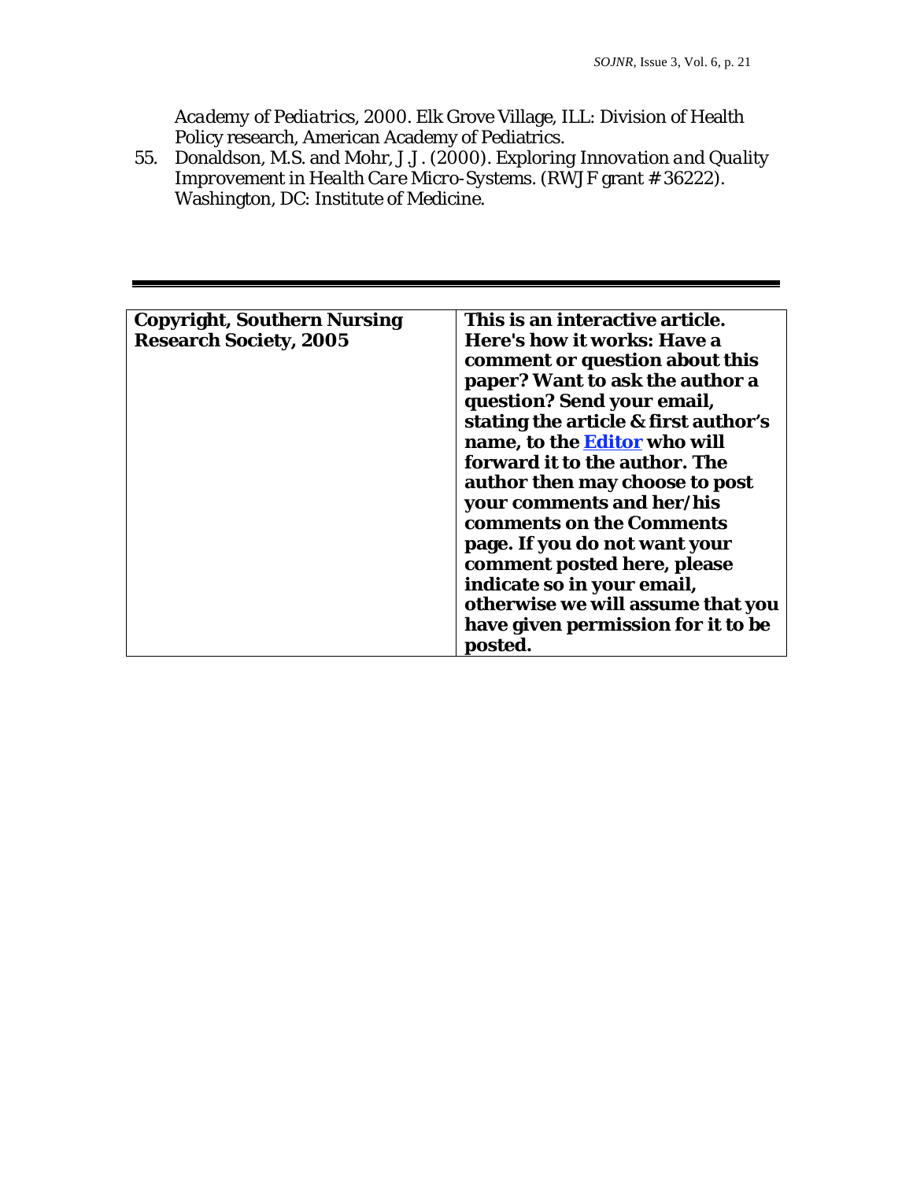*Academy of Pediatrics, 2000*. Elk Grove Village, ILL: Division of Health Policy research, American Academy of Pediatrics.

55. Donaldson, M.S. and Mohr, J.J. (2000). *Exploring Innovation and Quality Improvement in Health Care Micro-Systems*. (RWJF grant # 36222). Washington, DC: Institute of Medicine.

---

| | |
|---|---|
| **Copyright, Southern Nursing Research Society, 2005** | **This is an interactive article. Here's how it works: Have a comment or question about this paper? Want to ask the author a question? Send your email, stating the article & first author's name, to the Editor who will forward it to the author. The author then may choose to post your comments and her/his comments on the Comments page. If you do not want your comment posted here, please indicate so in your email, otherwise we will assume that you have given permission for it to be posted.** |